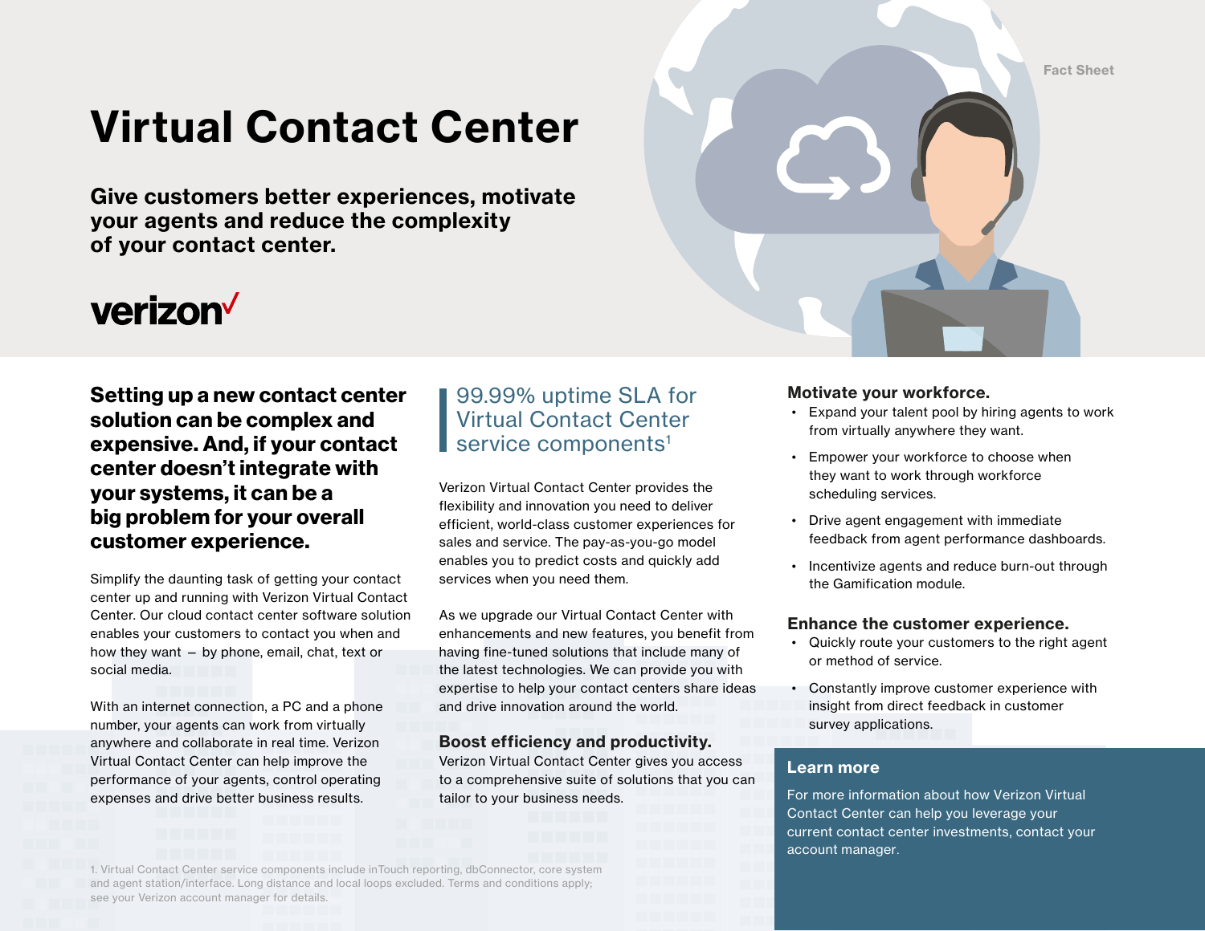Fact Sheet

# Virtual Contact Center

**Give customers better experiences, motivate your agents and reduce the complexity of your contact center.**

verizon✓

## Setting up a new contact center solution can be complex and expensive. And, if your contact center doesn't integrate with your systems, it can be a big problem for your overall customer experience.

Simplify the daunting task of getting your contact center up and running with Verizon Virtual Contact Center. Our cloud contact center software solution enables your customers to contact you when and how they want – by phone, email, chat, text or social media.

With an internet connection, a PC and a phone number, your agents can work from virtually anywhere and collaborate in real time. Verizon Virtual Contact Center can help improve the performance of your agents, control operating expenses and drive better business results.

> 99.99% uptime SLA for Virtual Contact Center service components[1]

Verizon Virtual Contact Center provides the flexibility and innovation you need to deliver efficient, world-class customer experiences for sales and service. The pay-as-you-go model enables you to predict costs and quickly add services when you need them.

As we upgrade our Virtual Contact Center with enhancements and new features, you benefit from having fine-tuned solutions that include many of the latest technologies. We can provide you with expertise to help your contact centers share ideas and drive innovation around the world.

### Boost efficiency and productivity.

Verizon Virtual Contact Center gives you access to a comprehensive suite of solutions that you can tailor to your business needs.

### Motivate your workforce.

- Expand your talent pool by hiring agents to work from virtually anywhere they want.
- Empower your workforce to choose when they want to work through workforce scheduling services.
- Drive agent engagement with immediate feedback from agent performance dashboards.
- Incentivize agents and reduce burn-out through the Gamification module.

### Enhance the customer experience.

- Quickly route your customers to the right agent or method of service.
- Constantly improve customer experience with insight from direct feedback in customer survey applications.

### Learn more

For more information about how Verizon Virtual Contact Center can help you leverage your current contact center investments, contact your account manager.

1. Virtual Contact Center service components include inTouch reporting, dbConnector, core system and agent station/interface. Long distance and local loops excluded. Terms and conditions apply; see your Verizon account manager for details.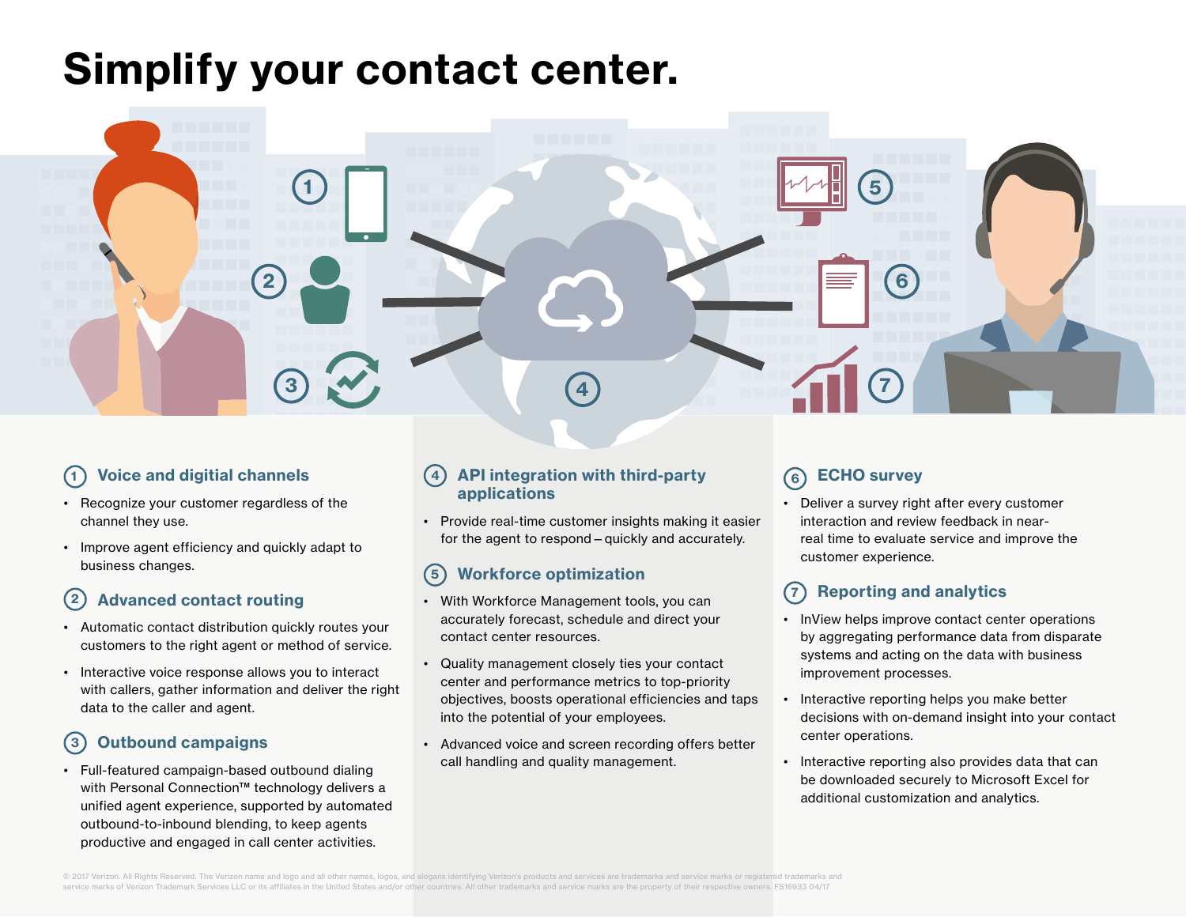# Simplify your contact center.

## 1 Voice and digitial channels

- Recognize your customer regardless of the channel they use.
- Improve agent efficiency and quickly adapt to business changes.

## 2 Advanced contact routing

- Automatic contact distribution quickly routes your customers to the right agent or method of service.
- Interactive voice response allows you to interact with callers, gather information and deliver the right data to the caller and agent.

## 3 Outbound campaigns

- Full-featured campaign-based outbound dialing with Personal Connection™ technology delivers a unified agent experience, supported by automated outbound-to-inbound blending, to keep agents productive and engaged in call center activities.

## 4 API integration with third-party applications

- Provide real-time customer insights making it easier for the agent to respond – quickly and accurately.

## 5 Workforce optimization

- With Workforce Management tools, you can accurately forecast, schedule and direct your contact center resources.
- Quality management closely ties your contact center and performance metrics to top-priority objectives, boosts operational efficiencies and taps into the potential of your employees.
- Advanced voice and screen recording offers better call handling and quality management.

## 6 ECHO survey

- Deliver a survey right after every customer interaction and review feedback in near-real time to evaluate service and improve the customer experience.

## 7 Reporting and analytics

- InView helps improve contact center operations by aggregating performance data from disparate systems and acting on the data with business improvement processes.
- Interactive reporting helps you make better decisions with on-demand insight into your contact center operations.
- Interactive reporting also provides data that can be downloaded securely to Microsoft Excel for additional customization and analytics.

© 2017 Verizon. All Rights Reserved. The Verizon name and logo and all other names, logos, and slogans identifying Verizon's products and services are trademarks and service marks or registered trademarks and service marks of Verizon Trademark Services LLC or its affiliates in the United States and/or other countries. All other trademarks and service marks are the property of their respective owners. FS16933 04/17